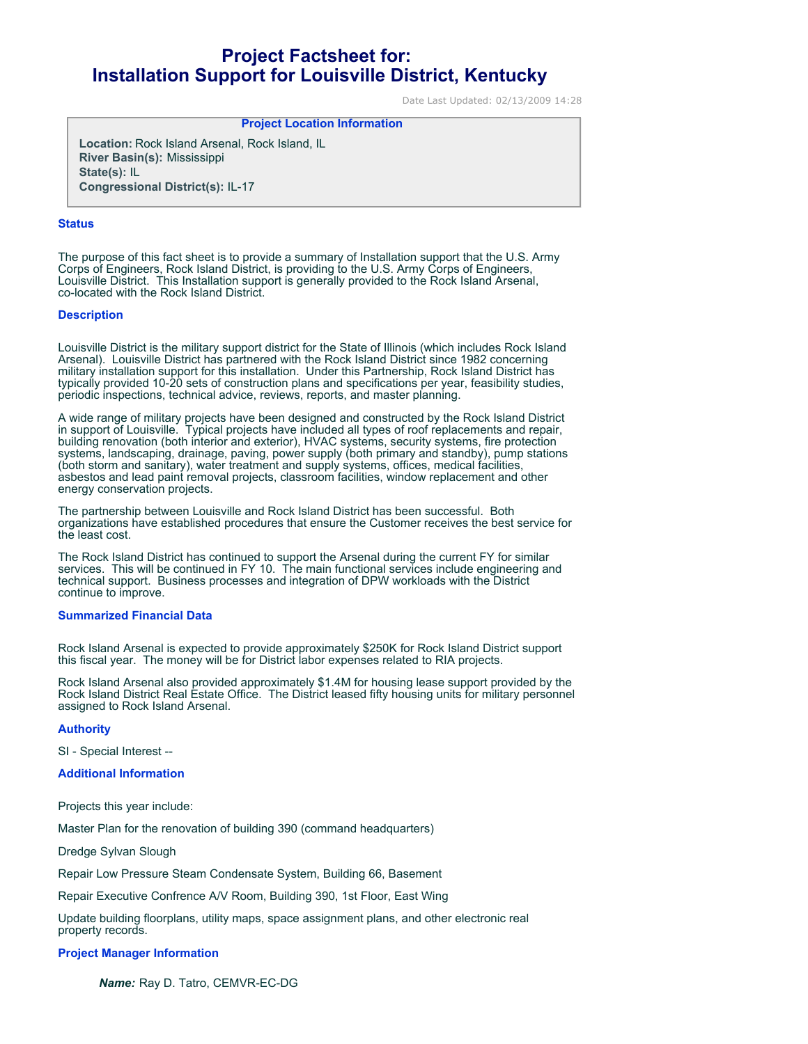# Project Factsheet for: Installation Support for Louisville District, Kentucky

Date Last Updated: 02/13/2009 14:28

### Project Location Information

**Location:** Rock Island Arsenal, Rock Island, IL
**River Basin(s):** Mississippi
**State(s):** IL
**Congressional District(s):** IL-17

### Status

The purpose of this fact sheet is to provide a summary of Installation support that the U.S. Army Corps of Engineers, Rock Island District, is providing to the U.S. Army Corps of Engineers, Louisville District. This Installation support is generally provided to the Rock Island Arsenal, co-located with the Rock Island District.

### Description

Louisville District is the military support district for the State of Illinois (which includes Rock Island Arsenal). Louisville District has partnered with the Rock Island District since 1982 concerning military installation support for this installation. Under this Partnership, Rock Island District has typically provided 10-20 sets of construction plans and specifications per year, feasibility studies, periodic inspections, technical advice, reviews, reports, and master planning.

A wide range of military projects have been designed and constructed by the Rock Island District in support of Louisville. Typical projects have included all types of roof replacements and repair, building renovation (both interior and exterior), HVAC systems, security systems, fire protection systems, landscaping, drainage, paving, power supply (both primary and standby), pump stations (both storm and sanitary), water treatment and supply systems, offices, medical facilities, asbestos and lead paint removal projects, classroom facilities, window replacement and other energy conservation projects.

The partnership between Louisville and Rock Island District has been successful. Both organizations have established procedures that ensure the Customer receives the best service for the least cost.

The Rock Island District has continued to support the Arsenal during the current FY for similar services. This will be continued in FY 10. The main functional services include engineering and technical support. Business processes and integration of DPW workloads with the District continue to improve.

### Summarized Financial Data

Rock Island Arsenal is expected to provide approximately $250K for Rock Island District support this fiscal year. The money will be for District labor expenses related to RIA projects.

Rock Island Arsenal also provided approximately $1.4M for housing lease support provided by the Rock Island District Real Estate Office. The District leased fifty housing units for military personnel assigned to Rock Island Arsenal.

### Authority

SI - Special Interest --

### Additional Information

Projects this year include:

Master Plan for the renovation of building 390 (command headquarters)

Dredge Sylvan Slough

Repair Low Pressure Steam Condensate System, Building 66, Basement

Repair Executive Confrence A/V Room, Building 390, 1st Floor, East Wing

Update building floorplans, utility maps, space assignment plans, and other electronic real property records.

### Project Manager Information

***Name:*** Ray D. Tatro, CEMVR-EC-DG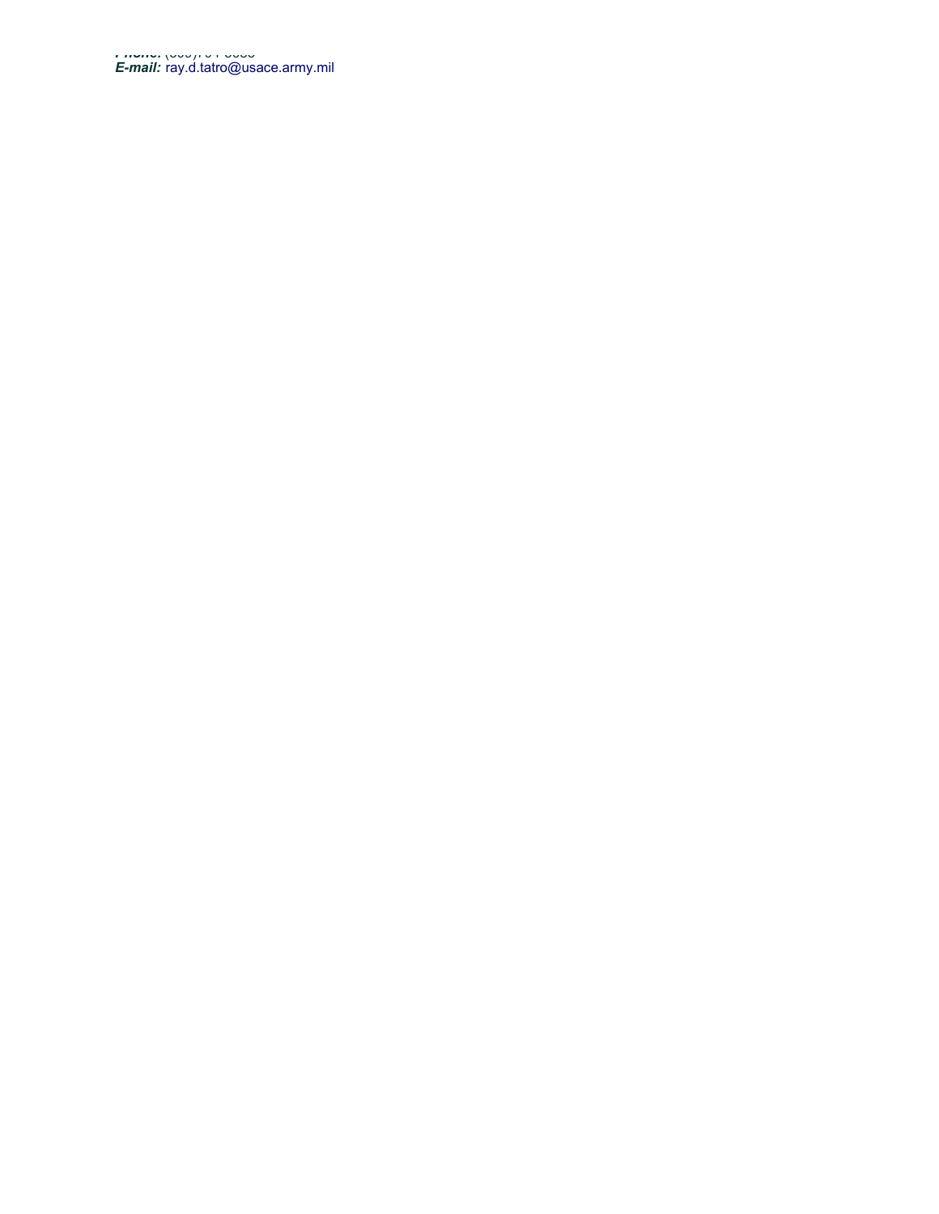***Phone:*** (000)754-5555
***E-mail:*** ray.d.tatro@usace.army.mil